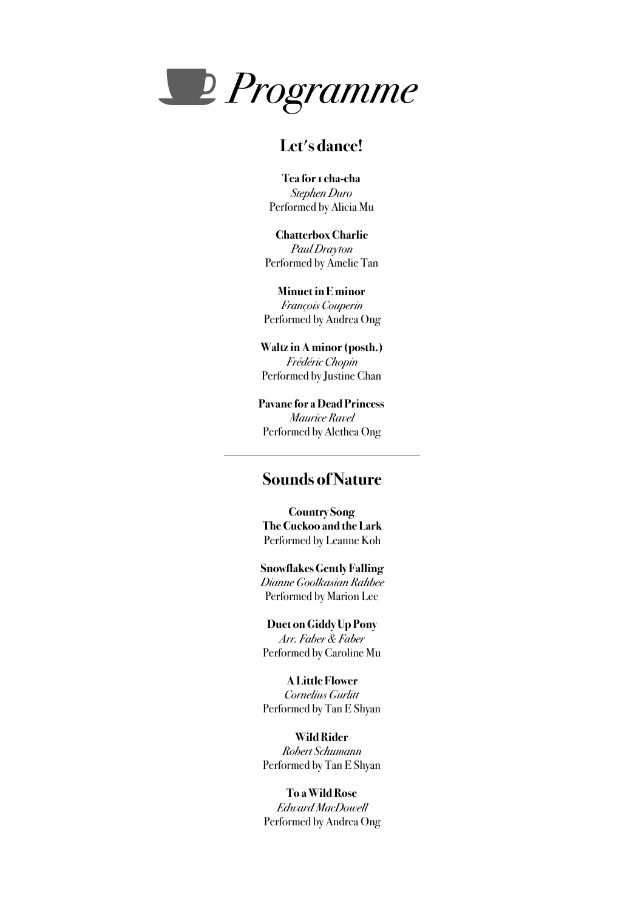# Programme

## Let's dance!

**Tea for 1 cha-cha**
*Stephen Duro*
Performed by Alicia Mu

**Chatterbox Charlie**
*Paul Drayton*
Performed by Amelie Tan

**Minuet in E minor**
*François Couperin*
Performed by Andrea Ong

**Waltz in A minor (posth.)**
*Frédéric Chopin*
Performed by Justine Chan

**Pavane for a Dead Princess**
*Maurice Ravel*
Performed by Alethea Ong

---

## Sounds of Nature

**Country Song**
**The Cuckoo and the Lark**
Performed by Leanne Koh

**Snowflakes Gently Falling**
*Dianne Goolkasian Rahbee*
Performed by Marion Lee

**Duet on Giddy Up Pony**
*Arr. Faber & Faber*
Performed by Caroline Mu

**A Little Flower**
*Cornelius Gurlitt*
Performed by Tan E Shyan

**Wild Rider**
*Robert Schumann*
Performed by Tan E Shyan

**To a Wild Rose**
*Edward MacDowell*
Performed by Andrea Ong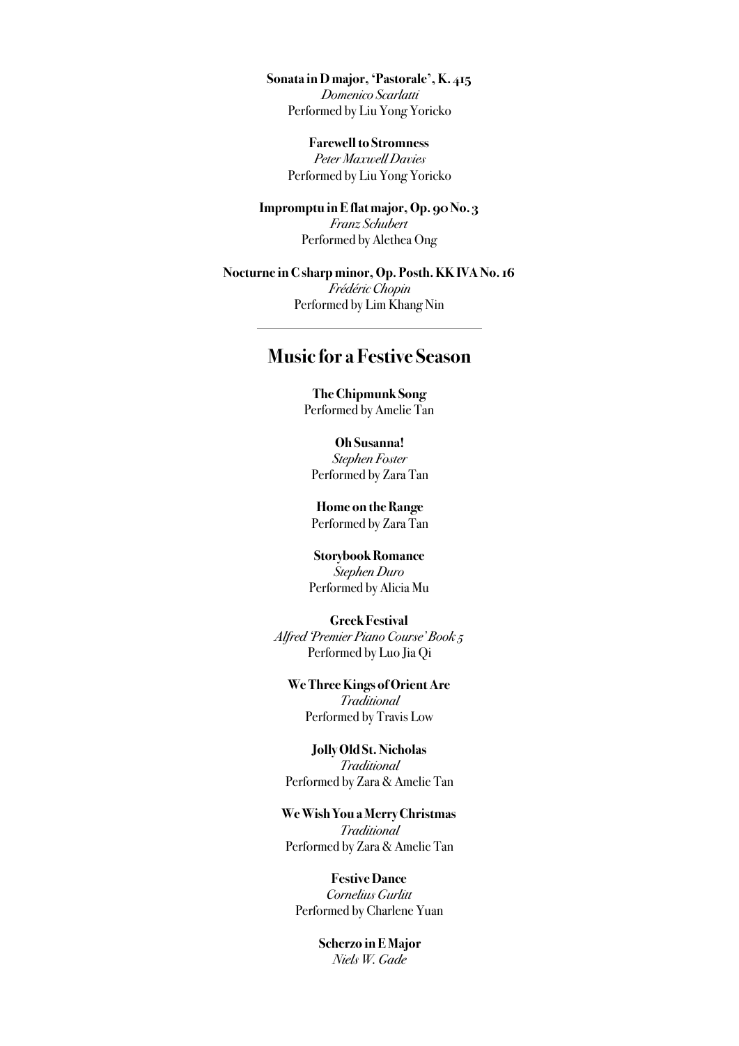**Sonata in D major, 'Pastorale', K. 415**
*Domenico Scarlatti*
Performed by Liu Yong Yoricko

**Farewell to Stromness**
*Peter Maxwell Davies*
Performed by Liu Yong Yoricko

**Impromptu in E flat major, Op. 90 No. 3**
*Franz Schubert*
Performed by Alethea Ong

**Nocturne in C sharp minor, Op. Posth. KK IVA No. 16**
*Frédéric Chopin*
Performed by Lim Khang Nin

---

## Music for a Festive Season

**The Chipmunk Song**
Performed by Amelie Tan

**Oh Susanna!**
*Stephen Foster*
Performed by Zara Tan

**Home on the Range**
Performed by Zara Tan

**Storybook Romance**
*Stephen Duro*
Performed by Alicia Mu

**Greek Festival**
*Alfred 'Premier Piano Course' Book 5*
Performed by Luo Jia Qi

**We Three Kings of Orient Are**
*Traditional*
Performed by Travis Low

**Jolly Old St. Nicholas**
*Traditional*
Performed by Zara & Amelie Tan

**We Wish You a Merry Christmas**
*Traditional*
Performed by Zara & Amelie Tan

**Festive Dance**
*Cornelius Gurlitt*
Performed by Charlene Yuan

**Scherzo in E Major**
*Niels W. Gade*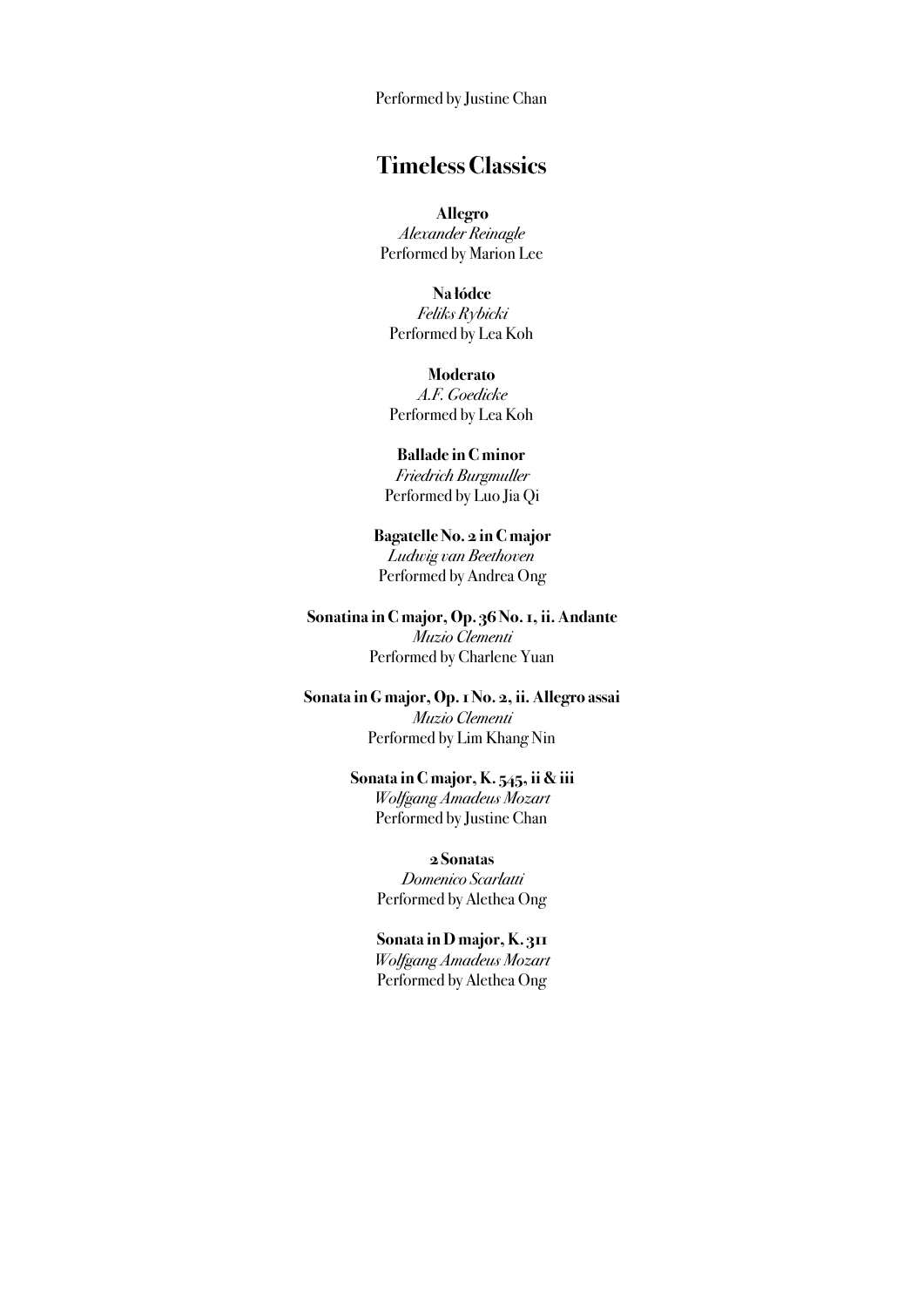Performed by Justine Chan

## Timeless Classics

**Allegro**
*Alexander Reinagle*
Performed by Marion Lee

**Na łódce**
*Feliks Rybicki*
Performed by Lea Koh

**Moderato**
*A.F. Goedicke*
Performed by Lea Koh

**Ballade in C minor**
*Friedrich Burgmuller*
Performed by Luo Jia Qi

**Bagatelle No. 2 in C major**
*Ludwig van Beethoven*
Performed by Andrea Ong

**Sonatina in C major, Op. 36 No. 1, ii. Andante**
*Muzio Clementi*
Performed by Charlene Yuan

**Sonata in G major, Op. 1 No. 2, ii. Allegro assai**
*Muzio Clementi*
Performed by Lim Khang Nin

**Sonata in C major, K. 545, ii & iii**
*Wolfgang Amadeus Mozart*
Performed by Justine Chan

**2 Sonatas**
*Domenico Scarlatti*
Performed by Alethea Ong

**Sonata in D major, K. 311**
*Wolfgang Amadeus Mozart*
Performed by Alethea Ong